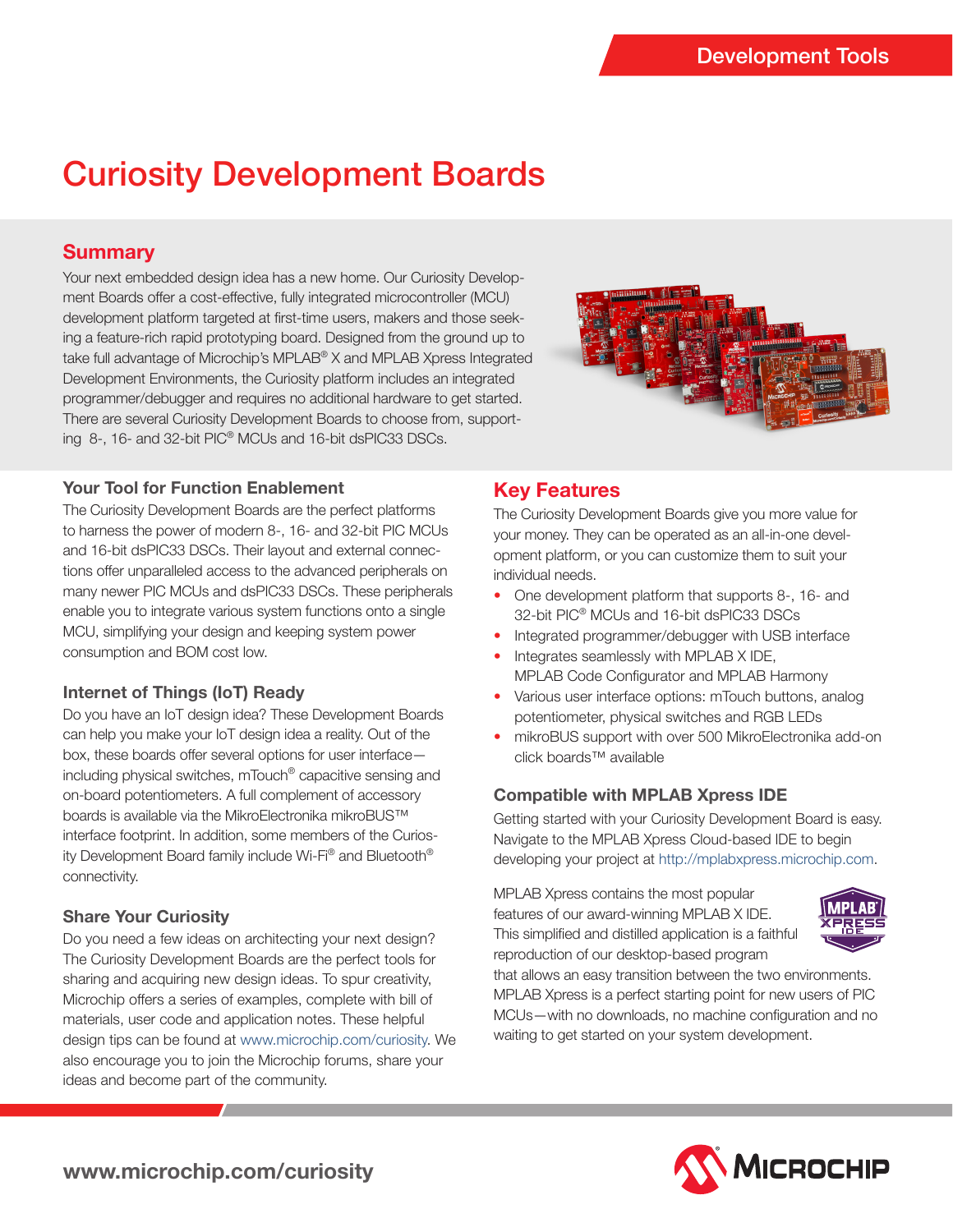# Curiosity Development Boards

## Summary

Your next embedded design idea has a new home. Our Curiosity Development Boards offer a cost-effective, fully integrated microcontroller (MCU) development platform targeted at first-time users, makers and those seeking a feature-rich rapid prototyping board. Designed from the ground up to take full advantage of Microchip's MPLAB® X and MPLAB Xpress Integrated Development Environments, the Curiosity platform includes an integrated programmer/debugger and requires no additional hardware to get started. There are several Curiosity Development Boards to choose from, supporting 8-, 16- and 32-bit PIC® MCUs and 16-bit dsPIC33 DSCs.

### Your Tool for Function Enablement

The Curiosity Development Boards are the perfect platforms to harness the power of modern 8-, 16- and 32-bit PIC MCUs and 16-bit dsPIC33 DSCs. Their layout and external connections offer unparalleled access to the advanced peripherals on many newer PIC MCUs and dsPIC33 DSCs. These peripherals enable you to integrate various system functions onto a single MCU, simplifying your design and keeping system power consumption and BOM cost low.

### Internet of Things (IoT) Ready

Do you have an IoT design idea? These Development Boards can help you make your IoT design idea a reality. Out of the box, these boards offer several options for user interface—including physical switches, mTouch® capacitive sensing and on-board potentiometers. A full complement of accessory boards is available via the MikroElectronika mikroBUS™ interface footprint. In addition, some members of the Curiosity Development Board family include Wi-Fi® and Bluetooth® connectivity.

### Share Your Curiosity

Do you need a few ideas on architecting your next design? The Curiosity Development Boards are the perfect tools for sharing and acquiring new design ideas. To spur creativity, Microchip offers a series of examples, complete with bill of materials, user code and application notes. These helpful design tips can be found at www.microchip.com/curiosity. We also encourage you to join the Microchip forums, share your ideas and become part of the community.

## Key Features

The Curiosity Development Boards give you more value for your money. They can be operated as an all-in-one development platform, or you can customize them to suit your individual needs.

- One development platform that supports 8-, 16- and 32-bit PIC® MCUs and 16-bit dsPIC33 DSCs
- Integrated programmer/debugger with USB interface
- Integrates seamlessly with MPLAB X IDE, MPLAB Code Configurator and MPLAB Harmony
- Various user interface options: mTouch buttons, analog potentiometer, physical switches and RGB LEDs
- mikroBUS support with over 500 MikroElectronika add-on click boards™ available

### Compatible with MPLAB Xpress IDE

Getting started with your Curiosity Development Board is easy. Navigate to the MPLAB Xpress Cloud-based IDE to begin developing your project at http://mplabxpress.microchip.com.

MPLAB Xpress contains the most popular features of our award-winning MPLAB X IDE. This simplified and distilled application is a faithful reproduction of our desktop-based program that allows an easy transition between the two environments. MPLAB Xpress is a perfect starting point for new users of PIC MCUs—with no downloads, no machine configuration and no waiting to get started on your system development.

www.microchip.com/curiosity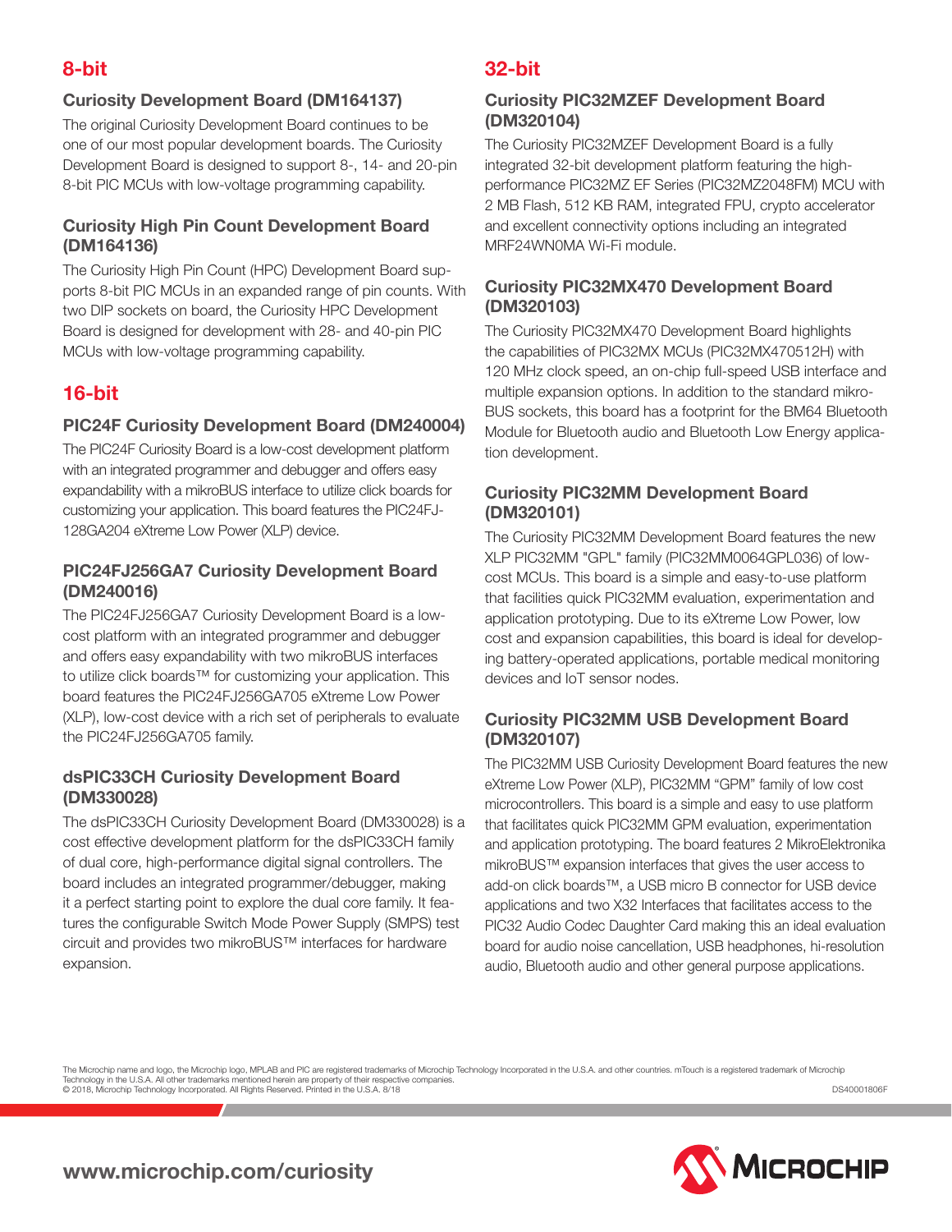## 8-bit

### Curiosity Development Board (DM164137)

The original Curiosity Development Board continues to be one of our most popular development boards. The Curiosity Development Board is designed to support 8-, 14- and 20-pin 8-bit PIC MCUs with low-voltage programming capability.

### Curiosity High Pin Count Development Board (DM164136)

The Curiosity High Pin Count (HPC) Development Board supports 8-bit PIC MCUs in an expanded range of pin counts. With two DIP sockets on board, the Curiosity HPC Development Board is designed for development with 28- and 40-pin PIC MCUs with low-voltage programming capability.

## 16-bit

### PIC24F Curiosity Development Board (DM240004)

The PIC24F Curiosity Board is a low-cost development platform with an integrated programmer and debugger and offers easy expandability with a mikroBUS interface to utilize click boards for customizing your application. This board features the PIC24FJ-128GA204 eXtreme Low Power (XLP) device.

### PIC24FJ256GA7 Curiosity Development Board (DM240016)

The PIC24FJ256GA7 Curiosity Development Board is a low-cost platform with an integrated programmer and debugger and offers easy expandability with two mikroBUS interfaces to utilize click boards™ for customizing your application. This board features the PIC24FJ256GA705 eXtreme Low Power (XLP), low-cost device with a rich set of peripherals to evaluate the PIC24FJ256GA705 family.

### dsPIC33CH Curiosity Development Board (DM330028)

The dsPIC33CH Curiosity Development Board (DM330028) is a cost effective development platform for the dsPIC33CH family of dual core, high-performance digital signal controllers. The board includes an integrated programmer/debugger, making it a perfect starting point to explore the dual core family. It features the configurable Switch Mode Power Supply (SMPS) test circuit and provides two mikroBUS™ interfaces for hardware expansion.

## 32-bit

### Curiosity PIC32MZEF Development Board (DM320104)

The Curiosity PIC32MZEF Development Board is a fully integrated 32-bit development platform featuring the high-performance PIC32MZ EF Series (PIC32MZ2048FM) MCU with 2 MB Flash, 512 KB RAM, integrated FPU, crypto accelerator and excellent connectivity options including an integrated MRF24WN0MA Wi-Fi module.

### Curiosity PIC32MX470 Development Board (DM320103)

The Curiosity PIC32MX470 Development Board highlights the capabilities of PIC32MX MCUs (PIC32MX470512H) with 120 MHz clock speed, an on-chip full-speed USB interface and multiple expansion options. In addition to the standard mikroBUS sockets, this board has a footprint for the BM64 Bluetooth Module for Bluetooth audio and Bluetooth Low Energy application development.

### Curiosity PIC32MM Development Board (DM320101)

The Curiosity PIC32MM Development Board features the new XLP PIC32MM "GPL" family (PIC32MM0064GPL036) of low-cost MCUs. This board is a simple and easy-to-use platform that facilities quick PIC32MM evaluation, experimentation and application prototyping. Due to its eXtreme Low Power, low cost and expansion capabilities, this board is ideal for developing battery-operated applications, portable medical monitoring devices and IoT sensor nodes.

### Curiosity PIC32MM USB Development Board (DM320107)

The PIC32MM USB Curiosity Development Board features the new eXtreme Low Power (XLP), PIC32MM "GPM" family of low cost microcontrollers. This board is a simple and easy to use platform that facilitates quick PIC32MM GPM evaluation, experimentation and application prototyping. The board features 2 MikroElektronika mikroBUS™ expansion interfaces that gives the user access to add-on click boards™, a USB micro B connector for USB device applications and two X32 Interfaces that facilitates access to the PIC32 Audio Codec Daughter Card making this an ideal evaluation board for audio noise cancellation, USB headphones, hi-resolution audio, Bluetooth audio and other general purpose applications.

The Microchip name and logo, the Microchip logo, MPLAB and PIC are registered trademarks of Microchip Technology Incorporated in the U.S.A. and other countries. mTouch is a registered trademark of Microchip Technology in the U.S.A. All other trademarks mentioned herein are property of their respective companies.
© 2018, Microchip Technology Incorporated. All Rights Reserved. Printed in the U.S.A. 8/18 DS40001806F

www.microchip.com/curiosity